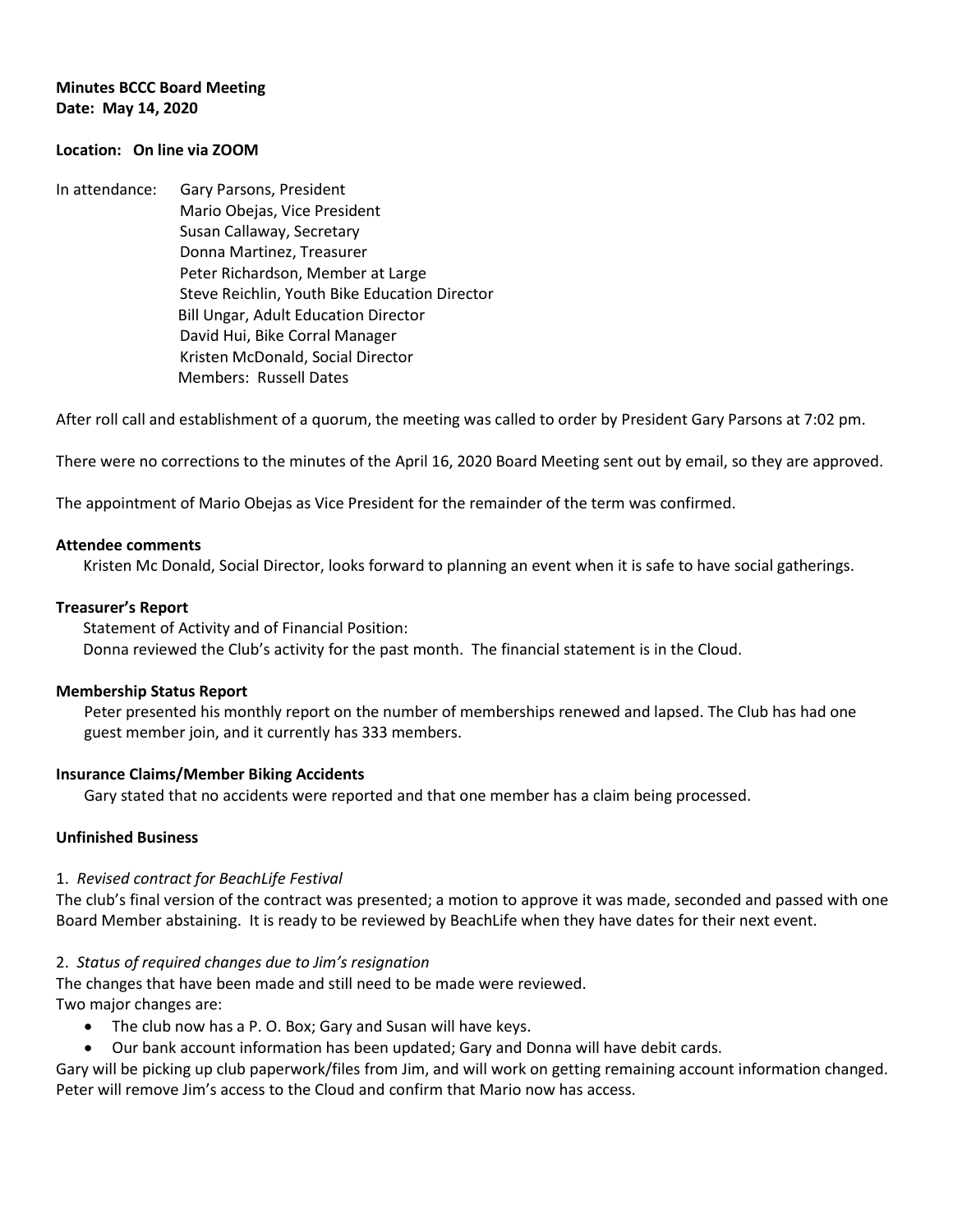**Minutes BCCC Board Meeting**
**Date: May 14, 2020**

**Location: On line via ZOOM**

In attendance: Gary Parsons, President
Mario Obejas, Vice President
Susan Callaway, Secretary
Donna Martinez, Treasurer
Peter Richardson, Member at Large
Steve Reichlin, Youth Bike Education Director
Bill Ungar, Adult Education Director
David Hui, Bike Corral Manager
Kristen McDonald, Social Director
Members: Russell Dates

After roll call and establishment of a quorum, the meeting was called to order by President Gary Parsons at 7:02 pm.

There were no corrections to the minutes of the April 16, 2020 Board Meeting sent out by email, so they are approved.

The appointment of Mario Obejas as Vice President for the remainder of the term was confirmed.

**Attendee comments**

Kristen Mc Donald, Social Director, looks forward to planning an event when it is safe to have social gatherings.

**Treasurer's Report**

Statement of Activity and of Financial Position:
Donna reviewed the Club's activity for the past month. The financial statement is in the Cloud.

**Membership Status Report**

Peter presented his monthly report on the number of memberships renewed and lapsed. The Club has had one guest member join, and it currently has 333 members.

**Insurance Claims/Member Biking Accidents**

Gary stated that no accidents were reported and that one member has a claim being processed.

**Unfinished Business**

1. *Revised contract for BeachLife Festival*

The club's final version of the contract was presented; a motion to approve it was made, seconded and passed with one Board Member abstaining. It is ready to be reviewed by BeachLife when they have dates for their next event.

2. *Status of required changes due to Jim's resignation*

The changes that have been made and still need to be made were reviewed.
Two major changes are:

- The club now has a P. O. Box; Gary and Susan will have keys.
- Our bank account information has been updated; Gary and Donna will have debit cards.

Gary will be picking up club paperwork/files from Jim, and will work on getting remaining account information changed. Peter will remove Jim's access to the Cloud and confirm that Mario now has access.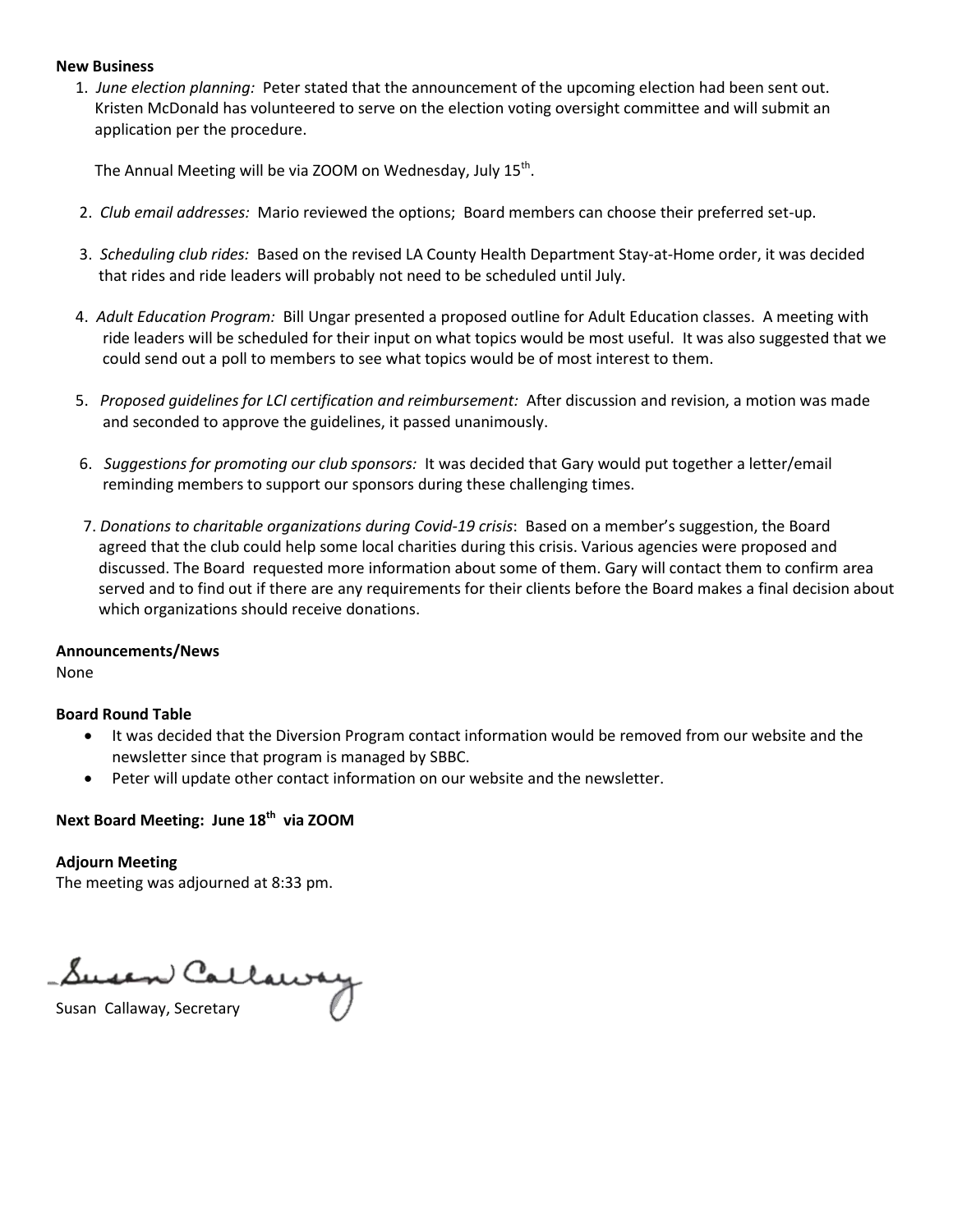**New Business**

1. *June election planning:* Peter stated that the announcement of the upcoming election had been sent out. Kristen McDonald has volunteered to serve on the election voting oversight committee and will submit an application per the procedure.

   The Annual Meeting will be via ZOOM on Wednesday, July 15th.

2. *Club email addresses:* Mario reviewed the options; Board members can choose their preferred set-up.

3. *Scheduling club rides:* Based on the revised LA County Health Department Stay-at-Home order, it was decided that rides and ride leaders will probably not need to be scheduled until July.

4. *Adult Education Program:* Bill Ungar presented a proposed outline for Adult Education classes. A meeting with ride leaders will be scheduled for their input on what topics would be most useful. It was also suggested that we could send out a poll to members to see what topics would be of most interest to them.

5. *Proposed guidelines for LCI certification and reimbursement:* After discussion and revision, a motion was made and seconded to approve the guidelines, it passed unanimously.

6. *Suggestions for promoting our club sponsors:* It was decided that Gary would put together a letter/email reminding members to support our sponsors during these challenging times.

7. *Donations to charitable organizations during Covid-19 crisis*: Based on a member's suggestion, the Board agreed that the club could help some local charities during this crisis. Various agencies were proposed and discussed. The Board requested more information about some of them. Gary will contact them to confirm area served and to find out if there are any requirements for their clients before the Board makes a final decision about which organizations should receive donations.

**Announcements/News**

None

**Board Round Table**

- It was decided that the Diversion Program contact information would be removed from our website and the newsletter since that program is managed by SBBC.
- Peter will update other contact information on our website and the newsletter.

**Next Board Meeting: June 18th via ZOOM**

**Adjourn Meeting**

The meeting was adjourned at 8:33 pm.

Susan Callaway

Susan Callaway, Secretary